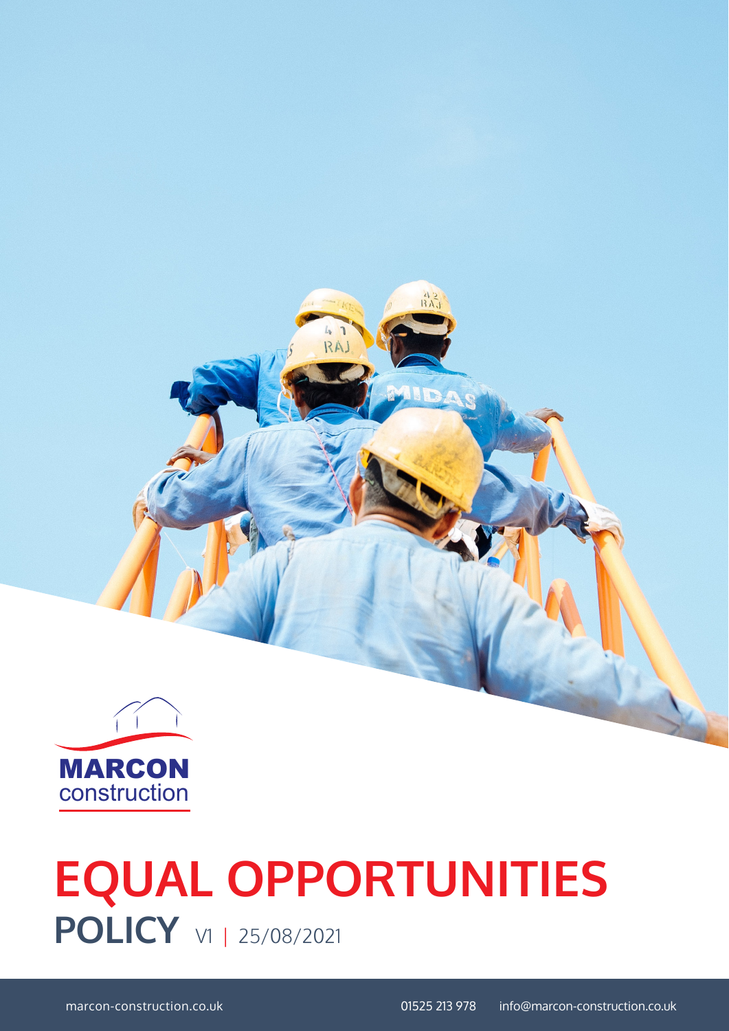MARCON construction

# EQUAL OPPORTUNITIES

## POLICY V1 | 25/08/2021

marcon-construction.co.uk 01525 213 978 info@marcon-construction.co.uk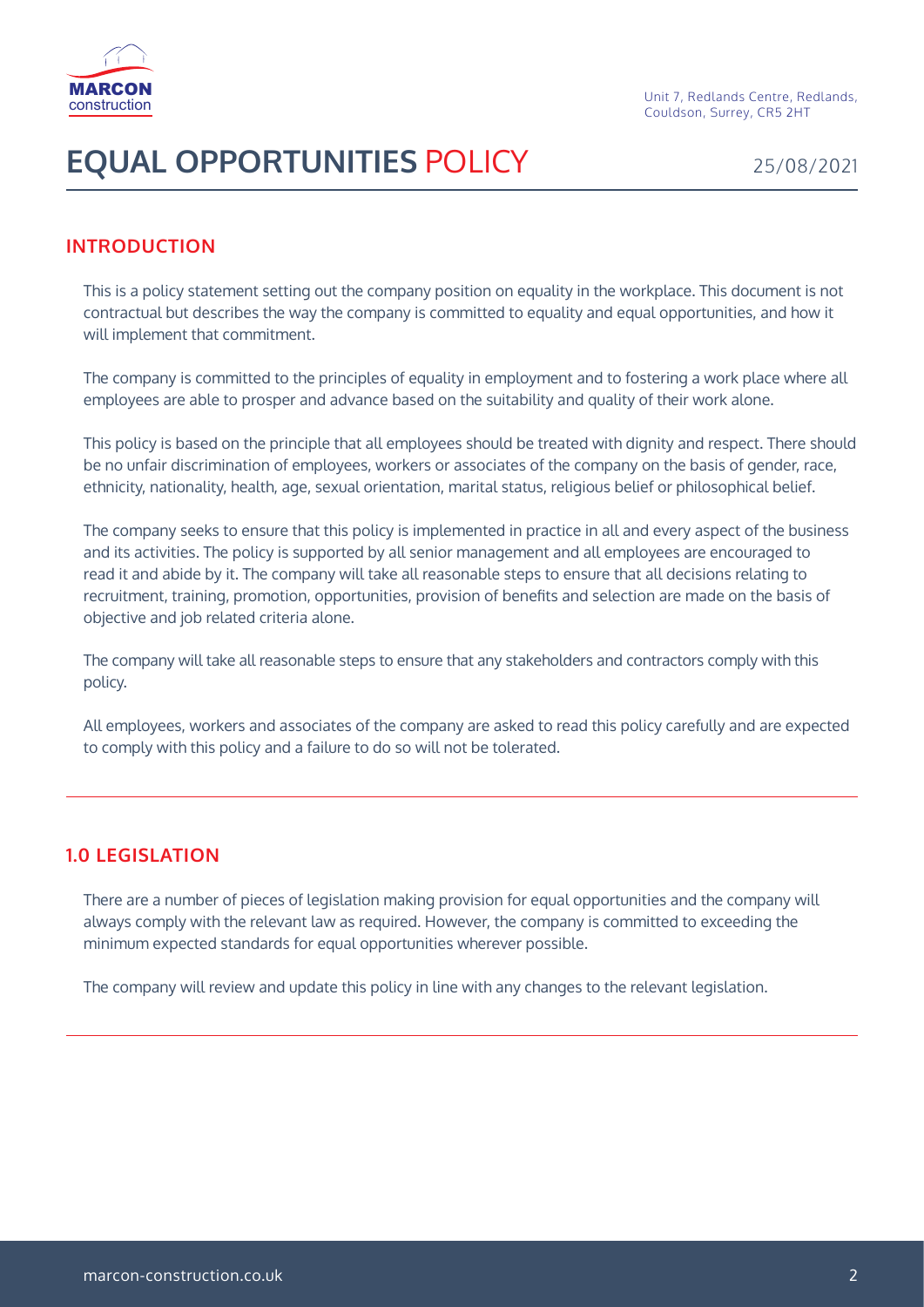# EQUAL OPPORTUNITIES POLICY

25/08/2021

## INTRODUCTION

This is a policy statement setting out the company position on equality in the workplace. This document is not contractual but describes the way the company is committed to equality and equal opportunities, and how it will implement that commitment.

The company is committed to the principles of equality in employment and to fostering a work place where all employees are able to prosper and advance based on the suitability and quality of their work alone.

This policy is based on the principle that all employees should be treated with dignity and respect. There should be no unfair discrimination of employees, workers or associates of the company on the basis of gender, race, ethnicity, nationality, health, age, sexual orientation, marital status, religious belief or philosophical belief.

The company seeks to ensure that this policy is implemented in practice in all and every aspect of the business and its activities. The policy is supported by all senior management and all employees are encouraged to read it and abide by it. The company will take all reasonable steps to ensure that all decisions relating to recruitment, training, promotion, opportunities, provision of benefits and selection are made on the basis of objective and job related criteria alone.

The company will take all reasonable steps to ensure that any stakeholders and contractors comply with this policy.

All employees, workers and associates of the company are asked to read this policy carefully and are expected to comply with this policy and a failure to do so will not be tolerated.

## 1.0 LEGISLATION

There are a number of pieces of legislation making provision for equal opportunities and the company will always comply with the relevant law as required. However, the company is committed to exceeding the minimum expected standards for equal opportunities wherever possible.

The company will review and update this policy in line with any changes to the relevant legislation.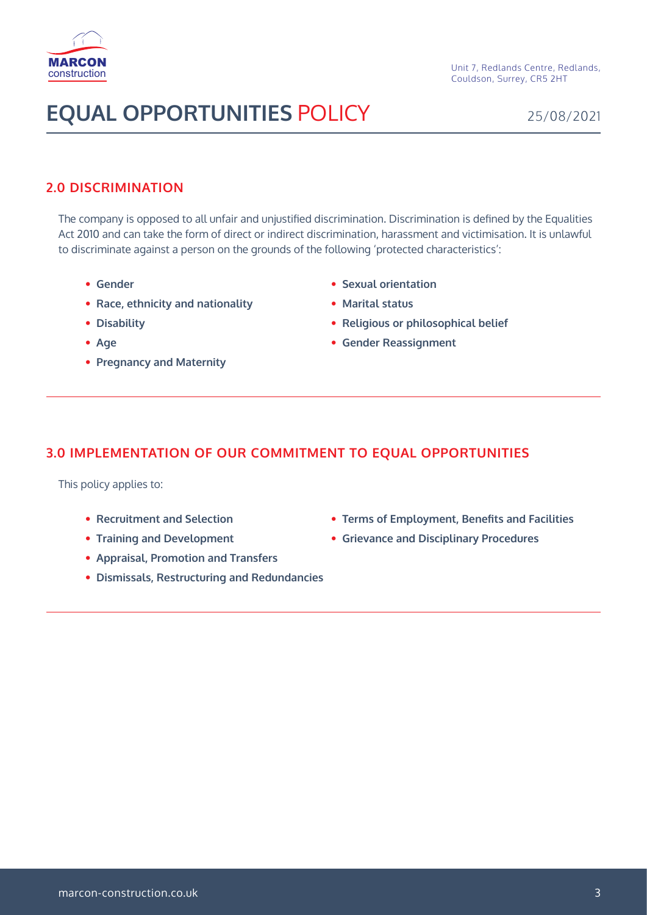## 2.0 DISCRIMINATION

The company is opposed to all unfair and unjustified discrimination. Discrimination is defined by the Equalities Act 2010 and can take the form of direct or indirect discrimination, harassment and victimisation. It is unlawful to discriminate against a person on the grounds of the following 'protected characteristics':

- **Gender**
- **Race, ethnicity and nationality**
- **Disability**
- **Age**
- **Pregnancy and Maternity**
- **Sexual orientation**
- **Marital status**
- **Religious or philosophical belief**
- **Gender Reassignment**

## 3.0 IMPLEMENTATION OF OUR COMMITMENT TO EQUAL OPPORTUNITIES

This policy applies to:

- **Recruitment and Selection**
- **Training and Development**
- **Appraisal, Promotion and Transfers**
- **Dismissals, Restructuring and Redundancies**
- **Terms of Employment, Benefits and Facilities**
- **Grievance and Disciplinary Procedures**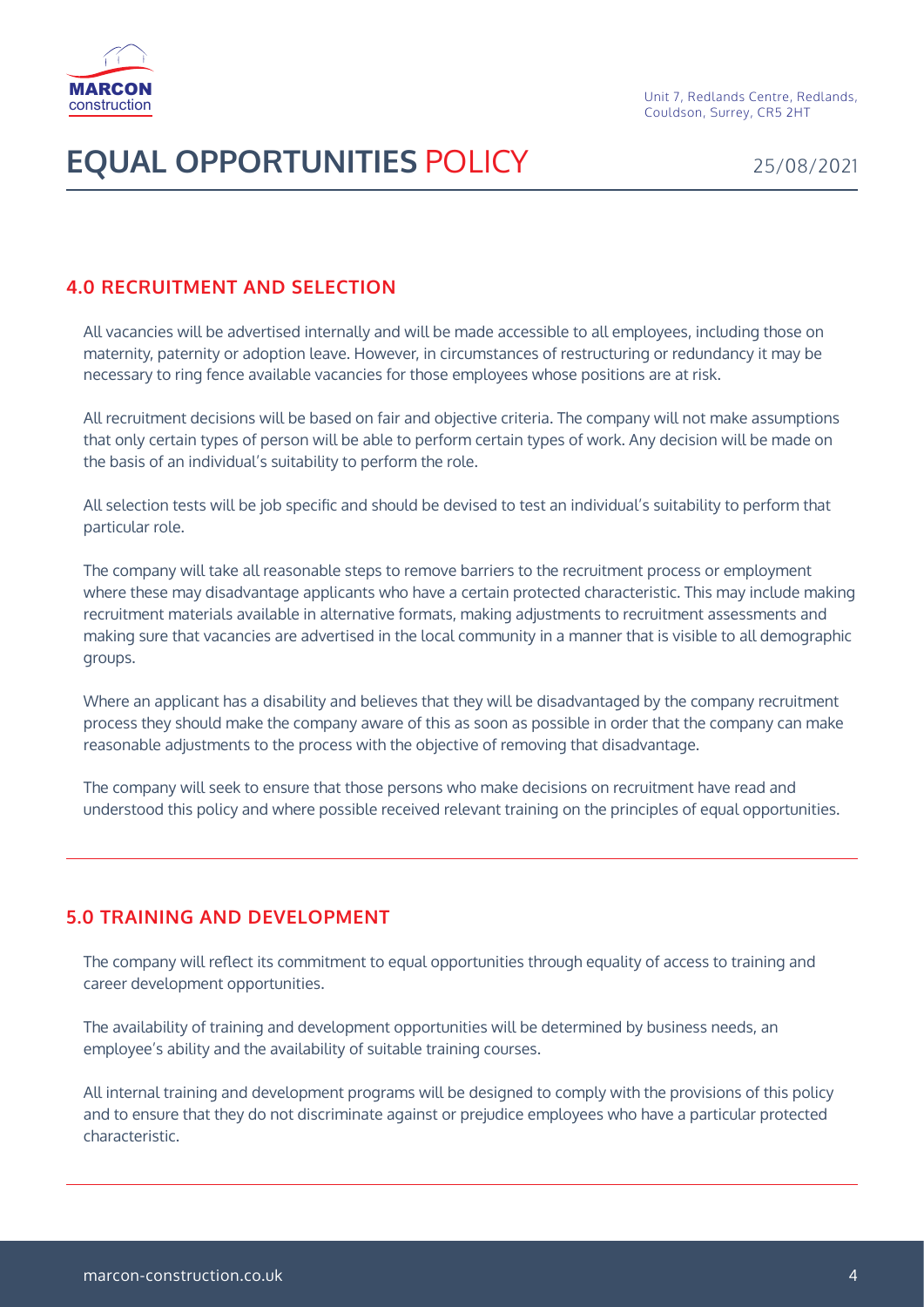## 4.0 RECRUITMENT AND SELECTION

All vacancies will be advertised internally and will be made accessible to all employees, including those on maternity, paternity or adoption leave. However, in circumstances of restructuring or redundancy it may be necessary to ring fence available vacancies for those employees whose positions are at risk.

All recruitment decisions will be based on fair and objective criteria. The company will not make assumptions that only certain types of person will be able to perform certain types of work. Any decision will be made on the basis of an individual's suitability to perform the role.

All selection tests will be job specific and should be devised to test an individual's suitability to perform that particular role.

The company will take all reasonable steps to remove barriers to the recruitment process or employment where these may disadvantage applicants who have a certain protected characteristic. This may include making recruitment materials available in alternative formats, making adjustments to recruitment assessments and making sure that vacancies are advertised in the local community in a manner that is visible to all demographic groups.

Where an applicant has a disability and believes that they will be disadvantaged by the company recruitment process they should make the company aware of this as soon as possible in order that the company can make reasonable adjustments to the process with the objective of removing that disadvantage.

The company will seek to ensure that those persons who make decisions on recruitment have read and understood this policy and where possible received relevant training on the principles of equal opportunities.

## 5.0 TRAINING AND DEVELOPMENT

The company will reflect its commitment to equal opportunities through equality of access to training and career development opportunities.

The availability of training and development opportunities will be determined by business needs, an employee's ability and the availability of suitable training courses.

All internal training and development programs will be designed to comply with the provisions of this policy and to ensure that they do not discriminate against or prejudice employees who have a particular protected characteristic.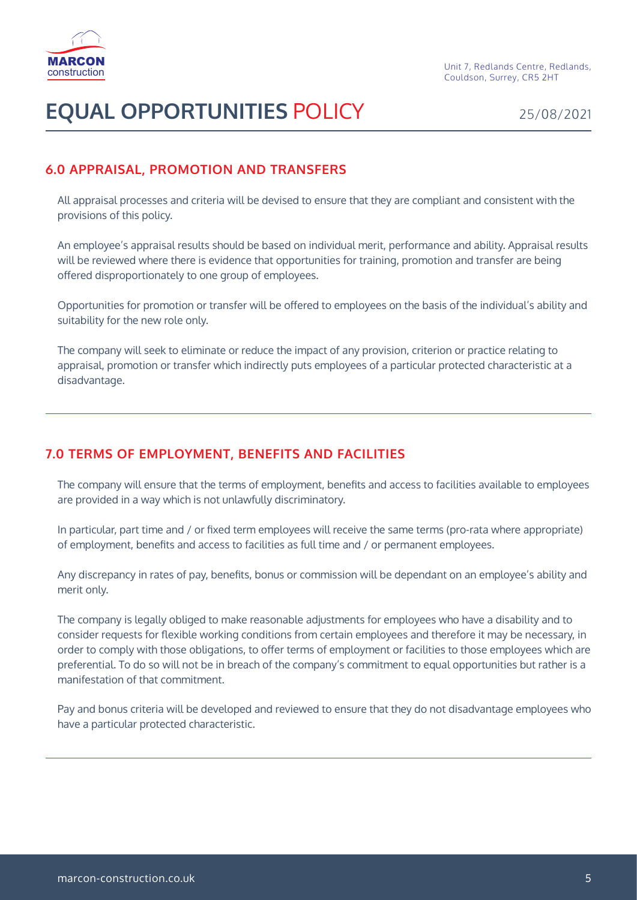## 6.0 APPRAISAL, PROMOTION AND TRANSFERS

All appraisal processes and criteria will be devised to ensure that they are compliant and consistent with the provisions of this policy.

An employee's appraisal results should be based on individual merit, performance and ability. Appraisal results will be reviewed where there is evidence that opportunities for training, promotion and transfer are being offered disproportionately to one group of employees.

Opportunities for promotion or transfer will be offered to employees on the basis of the individual's ability and suitability for the new role only.

The company will seek to eliminate or reduce the impact of any provision, criterion or practice relating to appraisal, promotion or transfer which indirectly puts employees of a particular protected characteristic at a disadvantage.

---

## 7.0 TERMS OF EMPLOYMENT, BENEFITS AND FACILITIES

The company will ensure that the terms of employment, benefits and access to facilities available to employees are provided in a way which is not unlawfully discriminatory.

In particular, part time and / or fixed term employees will receive the same terms (pro-rata where appropriate) of employment, benefits and access to facilities as full time and / or permanent employees.

Any discrepancy in rates of pay, benefits, bonus or commission will be dependant on an employee's ability and merit only.

The company is legally obliged to make reasonable adjustments for employees who have a disability and to consider requests for flexible working conditions from certain employees and therefore it may be necessary, in order to comply with those obligations, to offer terms of employment or facilities to those employees which are preferential. To do so will not be in breach of the company's commitment to equal opportunities but rather is a manifestation of that commitment.

Pay and bonus criteria will be developed and reviewed to ensure that they do not disadvantage employees who have a particular protected characteristic.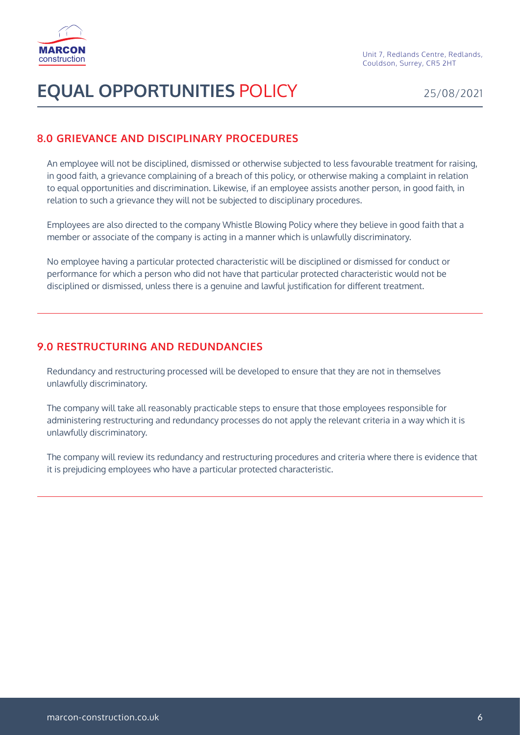## 8.0 GRIEVANCE AND DISCIPLINARY PROCEDURES

An employee will not be disciplined, dismissed or otherwise subjected to less favourable treatment for raising, in good faith, a grievance complaining of a breach of this policy, or otherwise making a complaint in relation to equal opportunities and discrimination. Likewise, if an employee assists another person, in good faith, in relation to such a grievance they will not be subjected to disciplinary procedures.

Employees are also directed to the company Whistle Blowing Policy where they believe in good faith that a member or associate of the company is acting in a manner which is unlawfully discriminatory.

No employee having a particular protected characteristic will be disciplined or dismissed for conduct or performance for which a person who did not have that particular protected characteristic would not be disciplined or dismissed, unless there is a genuine and lawful justification for different treatment.

## 9.0 RESTRUCTURING AND REDUNDANCIES

Redundancy and restructuring processed will be developed to ensure that they are not in themselves unlawfully discriminatory.

The company will take all reasonably practicable steps to ensure that those employees responsible for administering restructuring and redundancy processes do not apply the relevant criteria in a way which it is unlawfully discriminatory.

The company will review its redundancy and restructuring procedures and criteria where there is evidence that it is prejudicing employees who have a particular protected characteristic.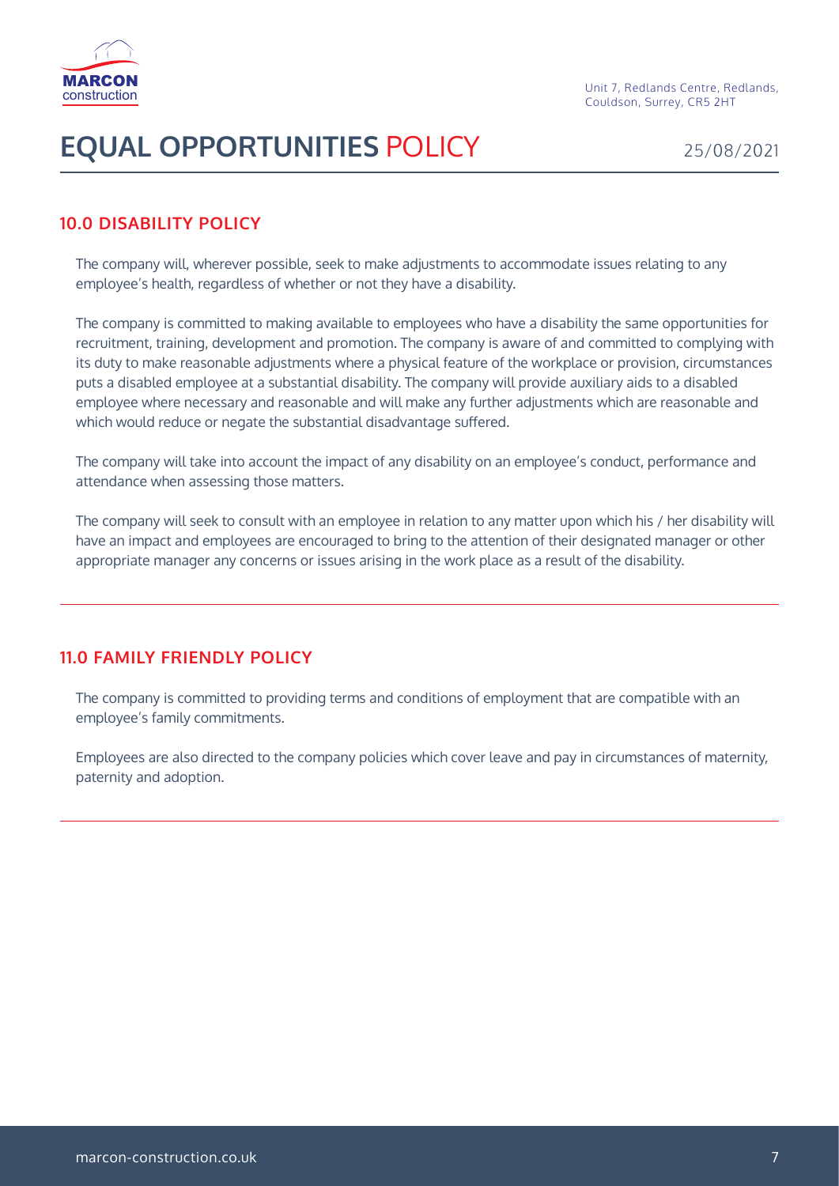# EQUAL OPPORTUNITIES POLICY

25/08/2021

## 10.0 DISABILITY POLICY

The company will, wherever possible, seek to make adjustments to accommodate issues relating to any employee's health, regardless of whether or not they have a disability.

The company is committed to making available to employees who have a disability the same opportunities for recruitment, training, development and promotion. The company is aware of and committed to complying with its duty to make reasonable adjustments where a physical feature of the workplace or provision, circumstances puts a disabled employee at a substantial disability. The company will provide auxiliary aids to a disabled employee where necessary and reasonable and will make any further adjustments which are reasonable and which would reduce or negate the substantial disadvantage suffered.

The company will take into account the impact of any disability on an employee's conduct, performance and attendance when assessing those matters.

The company will seek to consult with an employee in relation to any matter upon which his / her disability will have an impact and employees are encouraged to bring to the attention of their designated manager or other appropriate manager any concerns or issues arising in the work place as a result of the disability.

## 11.0 FAMILY FRIENDLY POLICY

The company is committed to providing terms and conditions of employment that are compatible with an employee's family commitments.

Employees are also directed to the company policies which cover leave and pay in circumstances of maternity, paternity and adoption.